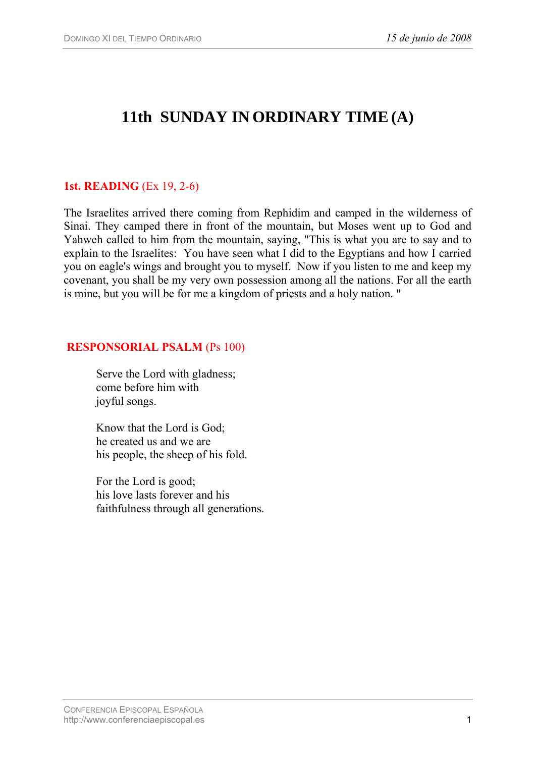# 11th SUNDAY IN ORDINARY TIME (A)

**1st. READING** (Ex 19, 2-6)

The Israelites arrived there coming from Rephidim and camped in the wilderness of Sinai. They camped there in front of the mountain, but Moses went up to God and Yahweh called to him from the mountain, saying, "This is what you are to say and to explain to the Israelites: You have seen what I did to the Egyptians and how I carried you on eagle's wings and brought you to myself. Now if you listen to me and keep my covenant, you shall be my very own possession among all the nations. For all the earth is mine, but you will be for me a kingdom of priests and a holy nation. "

**RESPONSORIAL PSALM** (Ps 100)

> Serve the Lord with gladness;
> come before him with
> joyful songs.
>
> Know that the Lord is God;
> he created us and we are
> his people, the sheep of his fold.
>
> For the Lord is good;
> his love lasts forever and his
> faithfulness through all generations.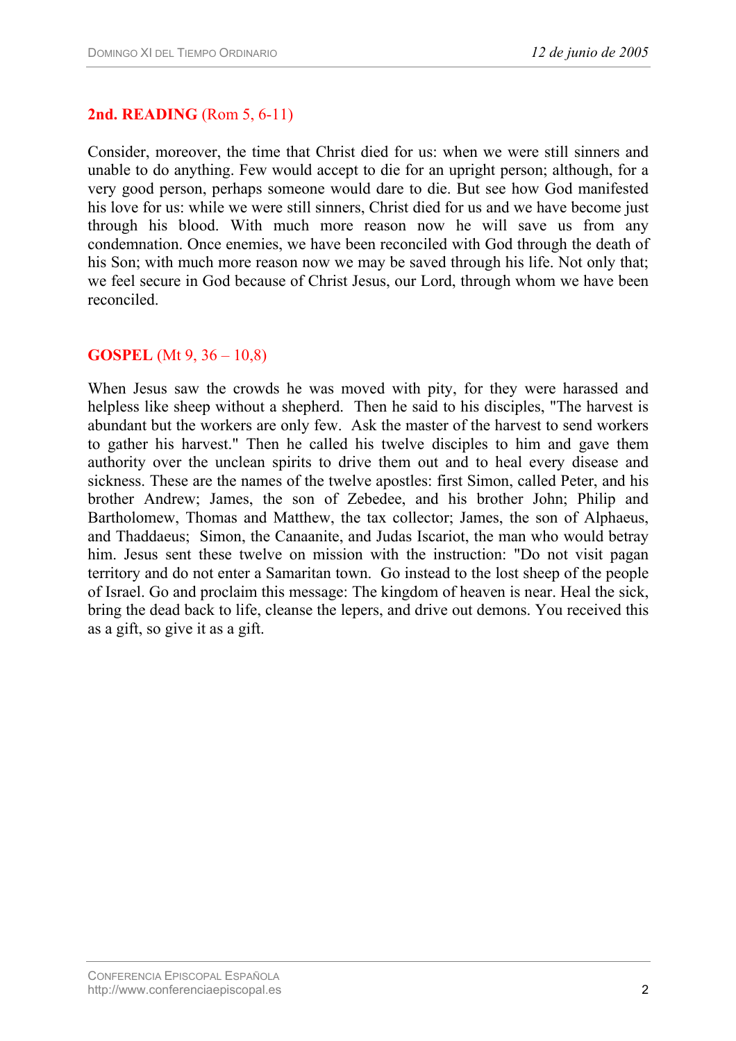## **2nd. READING** (Rom 5, 6-11)

Consider, moreover, the time that Christ died for us: when we were still sinners and unable to do anything. Few would accept to die for an upright person; although, for a very good person, perhaps someone would dare to die. But see how God manifested his love for us: while we were still sinners, Christ died for us and we have become just through his blood. With much more reason now he will save us from any condemnation. Once enemies, we have been reconciled with God through the death of his Son; with much more reason now we may be saved through his life. Not only that; we feel secure in God because of Christ Jesus, our Lord, through whom we have been reconciled.

## **GOSPEL** (Mt 9, 36 – 10,8)

When Jesus saw the crowds he was moved with pity, for they were harassed and helpless like sheep without a shepherd. Then he said to his disciples, "The harvest is abundant but the workers are only few. Ask the master of the harvest to send workers to gather his harvest." Then he called his twelve disciples to him and gave them authority over the unclean spirits to drive them out and to heal every disease and sickness. These are the names of the twelve apostles: first Simon, called Peter, and his brother Andrew; James, the son of Zebedee, and his brother John; Philip and Bartholomew, Thomas and Matthew, the tax collector; James, the son of Alphaeus, and Thaddaeus; Simon, the Canaanite, and Judas Iscariot, the man who would betray him. Jesus sent these twelve on mission with the instruction: "Do not visit pagan territory and do not enter a Samaritan town. Go instead to the lost sheep of the people of Israel. Go and proclaim this message: The kingdom of heaven is near. Heal the sick, bring the dead back to life, cleanse the lepers, and drive out demons. You received this as a gift, so give it as a gift.